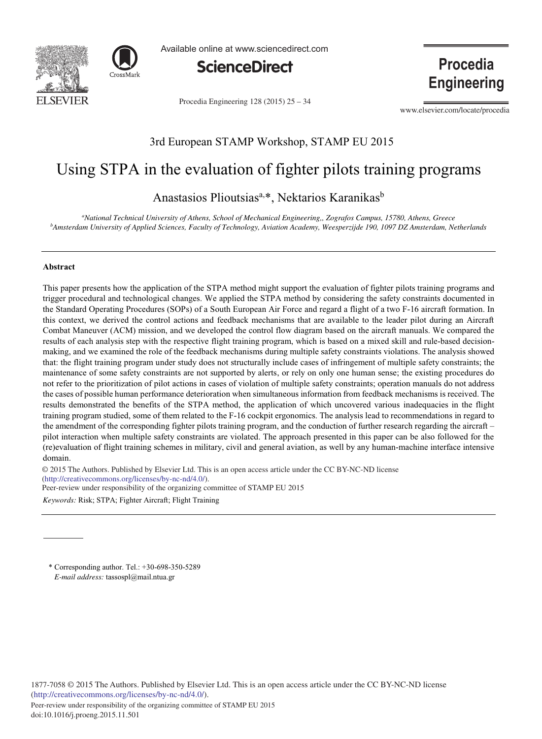3rd European STAMP Workshop, STAMP EU 2015

# Using STPA in the evaluation of fighter pilots training programs

Anastasios Plioutsias[a,*], Nektarios Karanikas[b]

[a]*National Technical University of Athens, School of Mechanical Engineering,, Zografos Campus, 15780, Athens, Greece*
[b]*Amsterdam University of Applied Sciences, Faculty of Technology, Aviation Academy, Weesperzijde 190, 1097 DZ Amsterdam, Netherlands*

## Abstract

This paper presents how the application of the STPA method might support the evaluation of fighter pilots training programs and trigger procedural and technological changes. We applied the STPA method by considering the safety constraints documented in the Standard Operating Procedures (SOPs) of a South European Air Force and regard a flight of a two F-16 aircraft formation. In this context, we derived the control actions and feedback mechanisms that are available to the leader pilot during an Aircraft Combat Maneuver (ACM) mission, and we developed the control flow diagram based on the aircraft manuals. We compared the results of each analysis step with the respective flight training program, which is based on a mixed skill and rule-based decision-making, and we examined the role of the feedback mechanisms during multiple safety constraints violations. The analysis showed that: the flight training program under study does not structurally include cases of infringement of multiple safety constraints; the maintenance of some safety constraints are not supported by alerts, or rely on only one human sense; the existing procedures do not refer to the prioritization of pilot actions in cases of violation of multiple safety constraints; operation manuals do not address the cases of possible human performance deterioration when simultaneous information from feedback mechanisms is received. The results demonstrated the benefits of the STPA method, the application of which uncovered various inadequacies in the flight training program studied, some of them related to the F-16 cockpit ergonomics. The analysis lead to recommendations in regard to the amendment of the corresponding fighter pilots training program, and the conduction of further research regarding the aircraft – pilot interaction when multiple safety constraints are violated. The approach presented in this paper can be also followed for the (re)evaluation of flight training schemes in military, civil and general aviation, as well by any human-machine interface intensive domain.

© 2015 The Authors. Published by Elsevier Ltd. This is an open access article under the CC BY-NC-ND license (http://creativecommons.org/licenses/by-nc-nd/4.0/).
Peer-review under responsibility of the organizing committee of STAMP EU 2015

*Keywords:* Risk; STPA; Fighter Aircraft; Flight Training

---

\* Corresponding author. Tel.: +30-698-350-5289
*E-mail address:* tassospl@mail.ntua.gr

1877-7058 © 2015 The Authors. Published by Elsevier Ltd. This is an open access article under the CC BY-NC-ND license (http://creativecommons.org/licenses/by-nc-nd/4.0/).
Peer-review under responsibility of the organizing committee of STAMP EU 2015
doi:10.1016/j.proeng.2015.11.501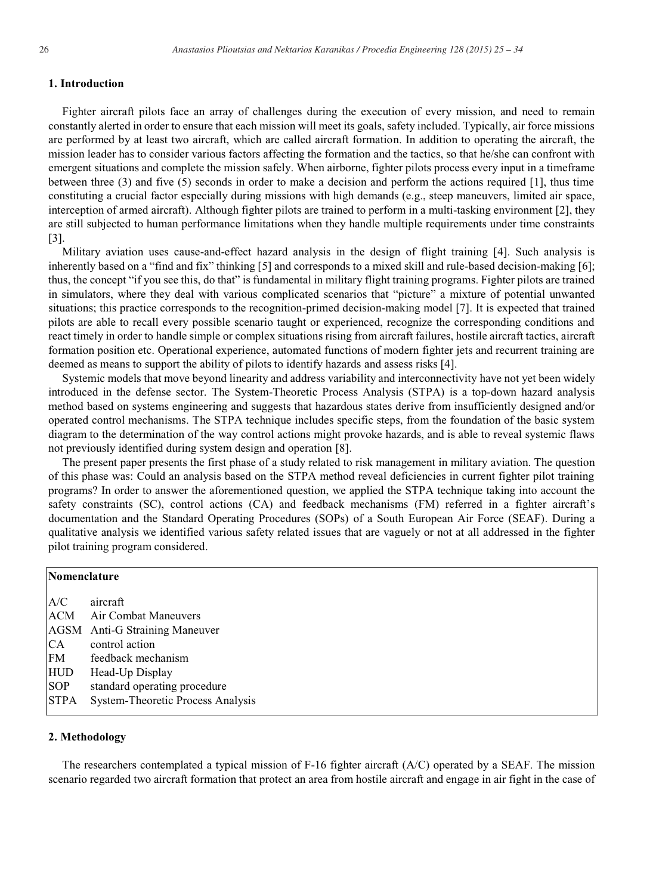## 1. Introduction

Fighter aircraft pilots face an array of challenges during the execution of every mission, and need to remain constantly alerted in order to ensure that each mission will meet its goals, safety included. Typically, air force missions are performed by at least two aircraft, which are called aircraft formation. In addition to operating the aircraft, the mission leader has to consider various factors affecting the formation and the tactics, so that he/she can confront with emergent situations and complete the mission safely. When airborne, fighter pilots process every input in a timeframe between three (3) and five (5) seconds in order to make a decision and perform the actions required [1], thus time constituting a crucial factor especially during missions with high demands (e.g., steep maneuvers, limited air space, interception of armed aircraft). Although fighter pilots are trained to perform in a multi-tasking environment [2], they are still subjected to human performance limitations when they handle multiple requirements under time constraints [3].

Military aviation uses cause-and-effect hazard analysis in the design of flight training [4]. Such analysis is inherently based on a "find and fix" thinking [5] and corresponds to a mixed skill and rule-based decision-making [6]; thus, the concept "if you see this, do that" is fundamental in military flight training programs. Fighter pilots are trained in simulators, where they deal with various complicated scenarios that "picture" a mixture of potential unwanted situations; this practice corresponds to the recognition-primed decision-making model [7]. It is expected that trained pilots are able to recall every possible scenario taught or experienced, recognize the corresponding conditions and react timely in order to handle simple or complex situations rising from aircraft failures, hostile aircraft tactics, aircraft formation position etc. Operational experience, automated functions of modern fighter jets and recurrent training are deemed as means to support the ability of pilots to identify hazards and assess risks [4].

Systemic models that move beyond linearity and address variability and interconnectivity have not yet been widely introduced in the defense sector. The System-Theoretic Process Analysis (STPA) is a top-down hazard analysis method based on systems engineering and suggests that hazardous states derive from insufficiently designed and/or operated control mechanisms. The STPA technique includes specific steps, from the foundation of the basic system diagram to the determination of the way control actions might provoke hazards, and is able to reveal systemic flaws not previously identified during system design and operation [8].

The present paper presents the first phase of a study related to risk management in military aviation. The question of this phase was: Could an analysis based on the STPA method reveal deficiencies in current fighter pilot training programs? In order to answer the aforementioned question, we applied the STPA technique taking into account the safety constraints (SC), control actions (CA) and feedback mechanisms (FM) referred in a fighter aircraft's documentation and the Standard Operating Procedures (SOPs) of a South European Air Force (SEAF). During a qualitative analysis we identified various safety related issues that are vaguely or not at all addressed in the fighter pilot training program considered.

**Nomenclature**

| | |
|---|---|
| A/C | aircraft |
| ACM | Air Combat Maneuvers |
| AGSM | Anti-G Straining Maneuver |
| CA | control action |
| FM | feedback mechanism |
| HUD | Head-Up Display |
| SOP | standard operating procedure |
| STPA | System-Theoretic Process Analysis |

## 2. Methodology

The researchers contemplated a typical mission of F-16 fighter aircraft (A/C) operated by a SEAF. The mission scenario regarded two aircraft formation that protect an area from hostile aircraft and engage in air fight in the case of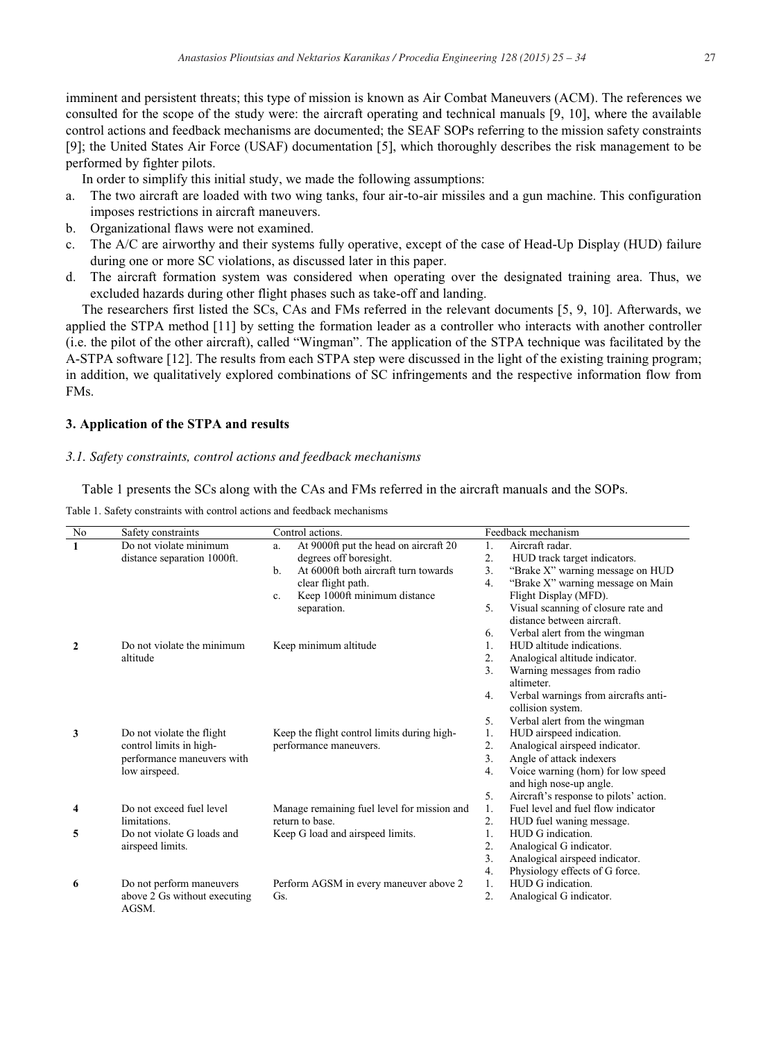imminent and persistent threats; this type of mission is known as Air Combat Maneuvers (ACM). The references we consulted for the scope of the study were: the aircraft operating and technical manuals [9, 10], where the available control actions and feedback mechanisms are documented; the SEAF SOPs referring to the mission safety constraints [9]; the United States Air Force (USAF) documentation [5], which thoroughly describes the risk management to be performed by fighter pilots.

In order to simplify this initial study, we made the following assumptions:

a. The two aircraft are loaded with two wing tanks, four air-to-air missiles and a gun machine. This configuration imposes restrictions in aircraft maneuvers.
b. Organizational flaws were not examined.
c. The A/C are airworthy and their systems fully operative, except of the case of Head-Up Display (HUD) failure during one or more SC violations, as discussed later in this paper.
d. The aircraft formation system was considered when operating over the designated training area. Thus, we excluded hazards during other flight phases such as take-off and landing.

The researchers first listed the SCs, CAs and FMs referred in the relevant documents [5, 9, 10]. Afterwards, we applied the STPA method [11] by setting the formation leader as a controller who interacts with another controller (i.e. the pilot of the other aircraft), called "Wingman". The application of the STPA technique was facilitated by the A-STPA software [12]. The results from each STPA step were discussed in the light of the existing training program; in addition, we qualitatively explored combinations of SC infringements and the respective information flow from FMs.

## 3. Application of the STPA and results

### *3.1. Safety constraints, control actions and feedback mechanisms*

Table 1 presents the SCs along with the CAs and FMs referred in the aircraft manuals and the SOPs.

Table 1. Safety constraints with control actions and feedback mechanisms

| No | Safety constraints | Control actions. | Feedback mechanism |
|---|---|---|---|
| **1** | Do not violate minimum distance separation 1000ft. | a. At 9000ft put the head on aircraft 20 degrees off boresight.<br>b. At 6000ft both aircraft turn towards clear flight path.<br>c. Keep 1000ft minimum distance separation. | 1. Aircraft radar.<br>2. HUD track target indicators.<br>3. "Brake X" warning message on HUD<br>4. "Brake X" warning message on Main Flight Display (MFD).<br>5. Visual scanning of closure rate and distance between aircraft.<br>6. Verbal alert from the wingman |
| **2** | Do not violate the minimum altitude | Keep minimum altitude | 1. HUD altitude indications.<br>2. Analogical altitude indicator.<br>3. Warning messages from radio altimeter.<br>4. Verbal warnings from aircrafts anti-collision system.<br>5. Verbal alert from the wingman |
| **3** | Do not violate the flight control limits in high-performance maneuvers with low airspeed. | Keep the flight control limits during high-performance maneuvers. | 1. HUD airspeed indication.<br>2. Analogical airspeed indicator.<br>3. Angle of attack indexers<br>4. Voice warning (horn) for low speed and high nose-up angle.<br>5. Aircraft's response to pilots' action. |
| **4** | Do not exceed fuel level limitations. | Manage remaining fuel level for mission and return to base. | 1. Fuel level and fuel flow indicator<br>2. HUD fuel waning message. |
| **5** | Do not violate G loads and airspeed limits. | Keep G load and airspeed limits. | 1. HUD G indication.<br>2. Analogical G indicator.<br>3. Analogical airspeed indicator.<br>4. Physiology effects of G force. |
| **6** | Do not perform maneuvers above 2 Gs without executing AGSM. | Perform AGSM in every maneuver above 2 Gs. | 1. HUD G indication.<br>2. Analogical G indicator. |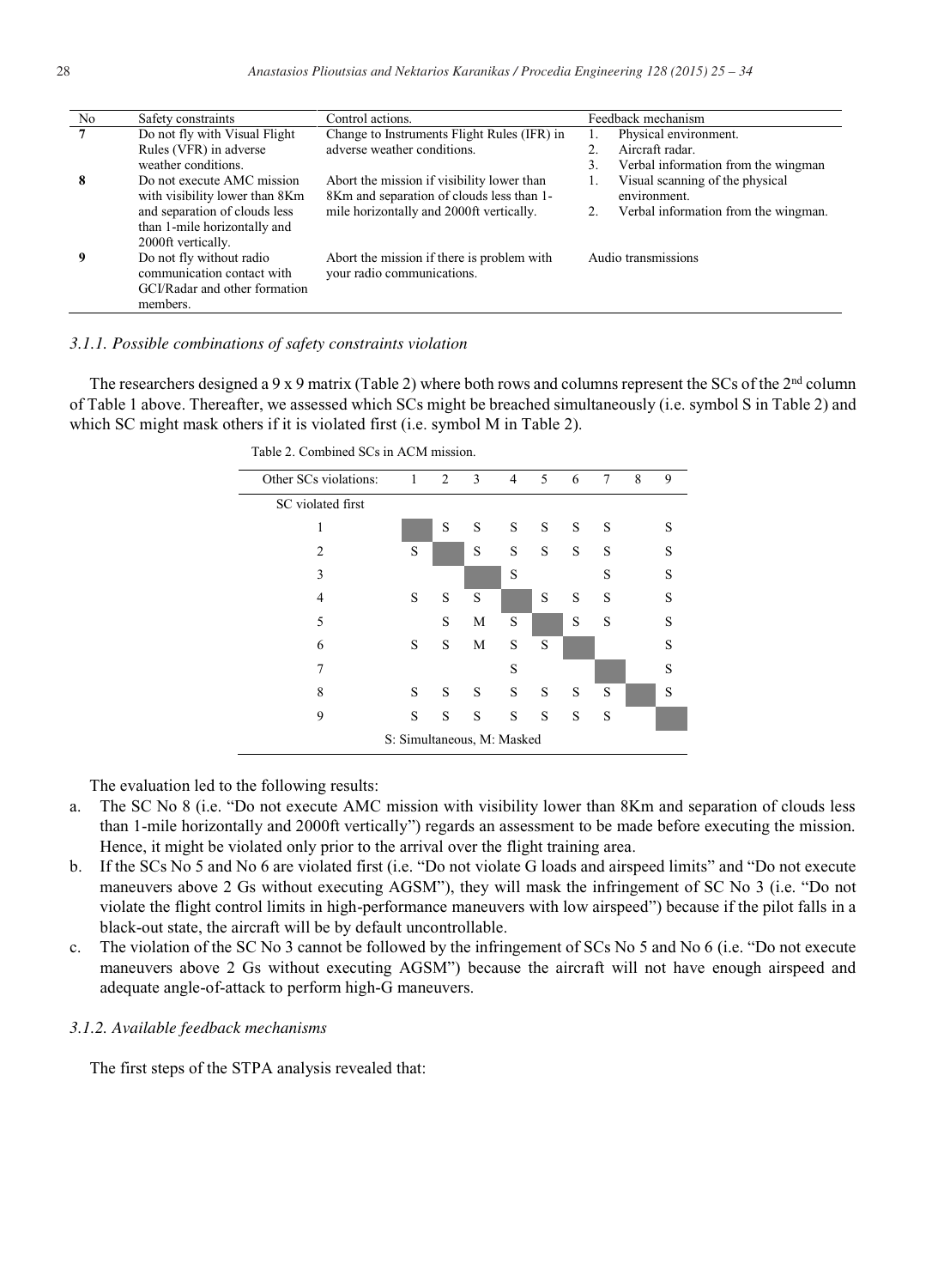| No | Safety constraints | Control actions. | Feedback mechanism |
|---|---|---|---|
| **7** | Do not fly with Visual Flight Rules (VFR) in adverse weather conditions. | Change to Instruments Flight Rules (IFR) in adverse weather conditions. | 1. Physical environment.<br>2. Aircraft radar.<br>3. Verbal information from the wingman |
| **8** | Do not execute AMC mission with visibility lower than 8Km and separation of clouds less than 1-mile horizontally and 2000ft vertically. | Abort the mission if visibility lower than 8Km and separation of clouds less than 1-mile horizontally and 2000ft vertically. | 1. Visual scanning of the physical environment.<br>2. Verbal information from the wingman. |
| **9** | Do not fly without radio communication contact with GCI/Radar and other formation members. | Abort the mission if there is problem with your radio communications. | Audio transmissions |

### *3.1.1. Possible combinations of safety constraints violation*

The researchers designed a 9 x 9 matrix (Table 2) where both rows and columns represent the SCs of the 2nd column of Table 1 above. Thereafter, we assessed which SCs might be breached simultaneously (i.e. symbol S in Table 2) and which SC might mask others if it is violated first (i.e. symbol M in Table 2).

Table 2. Combined SCs in ACM mission.

| Other SCs violations: | 1 | 2 | 3 | 4 | 5 | 6 | 7 | 8 | 9 |
|---|---|---|---|---|---|---|---|---|---|
| SC violated first | | | | | | | | | |
| 1 | | S | S | S | S | S | S | | S |
| 2 | S | | S | S | S | S | S | | S |
| 3 | | | | S | | | S | | S |
| 4 | S | S | S | | S | S | S | | S |
| 5 | | S | M | S | | S | S | | S |
| 6 | S | S | M | S | S | | | | S |
| 7 | | | | S | | | | | S |
| 8 | S | S | S | S | S | S | S | | S |
| 9 | S | S | S | S | S | S | S | | |

S: Simultaneous, M: Masked

The evaluation led to the following results:

a. The SC No 8 (i.e. "Do not execute AMC mission with visibility lower than 8Km and separation of clouds less than 1-mile horizontally and 2000ft vertically") regards an assessment to be made before executing the mission. Hence, it might be violated only prior to the arrival over the flight training area.
b. If the SCs No 5 and No 6 are violated first (i.e. "Do not violate G loads and airspeed limits" and "Do not execute maneuvers above 2 Gs without executing AGSM"), they will mask the infringement of SC No 3 (i.e. "Do not violate the flight control limits in high-performance maneuvers with low airspeed") because if the pilot falls in a black-out state, the aircraft will be by default uncontrollable.
c. The violation of the SC No 3 cannot be followed by the infringement of SCs No 5 and No 6 (i.e. "Do not execute maneuvers above 2 Gs without executing AGSM") because the aircraft will not have enough airspeed and adequate angle-of-attack to perform high-G maneuvers.

### *3.1.2. Available feedback mechanisms*

The first steps of the STPA analysis revealed that: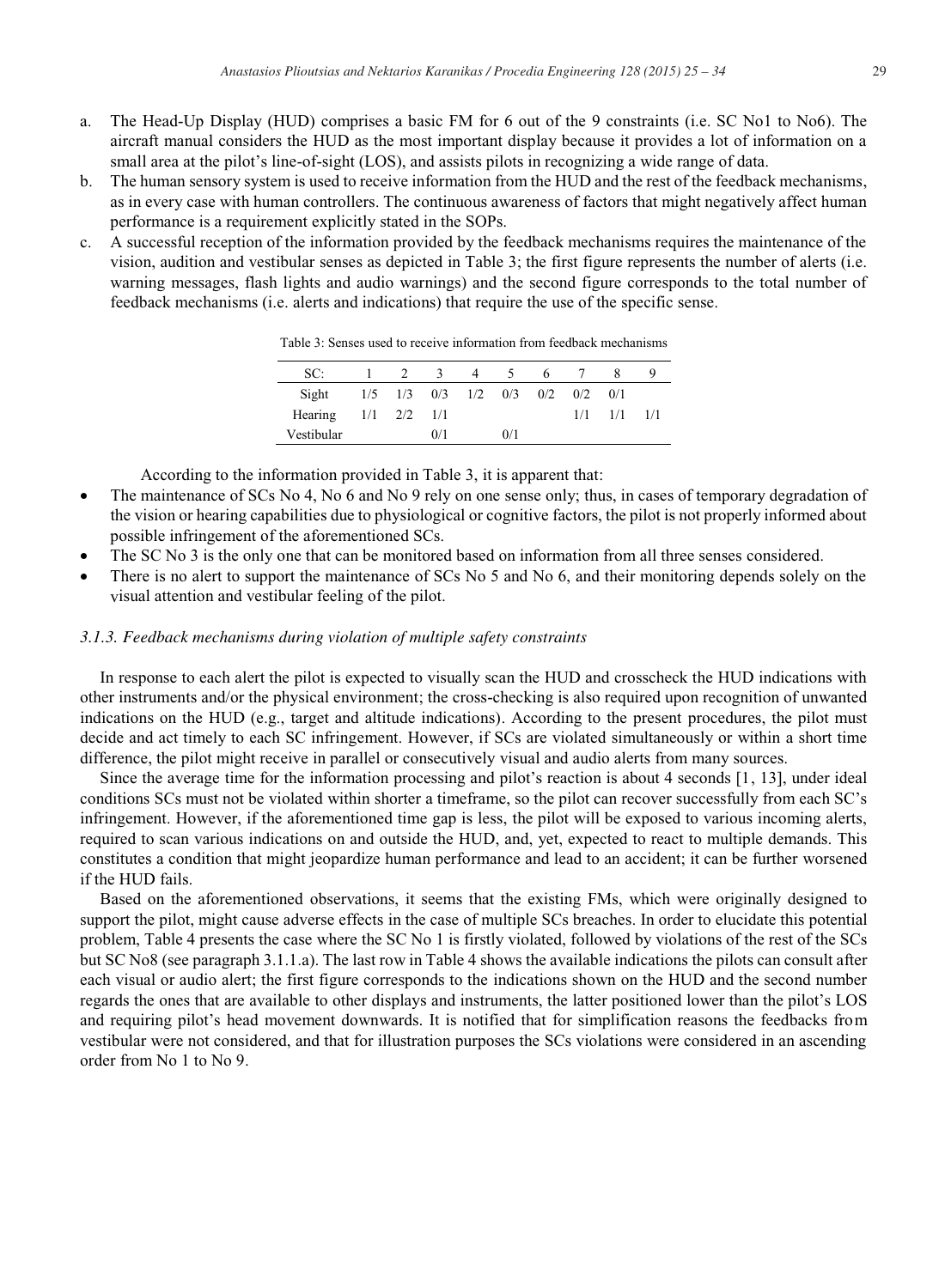a. The Head-Up Display (HUD) comprises a basic FM for 6 out of the 9 constraints (i.e. SC No1 to No6). The aircraft manual considers the HUD as the most important display because it provides a lot of information on a small area at the pilot's line-of-sight (LOS), and assists pilots in recognizing a wide range of data.
b. The human sensory system is used to receive information from the HUD and the rest of the feedback mechanisms, as in every case with human controllers. The continuous awareness of factors that might negatively affect human performance is a requirement explicitly stated in the SOPs.
c. A successful reception of the information provided by the feedback mechanisms requires the maintenance of the vision, audition and vestibular senses as depicted in Table 3; the first figure represents the number of alerts (i.e. warning messages, flash lights and audio warnings) and the second figure corresponds to the total number of feedback mechanisms (i.e. alerts and indications) that require the use of the specific sense.

Table 3: Senses used to receive information from feedback mechanisms

| SC: | 1 | 2 | 3 | 4 | 5 | 6 | 7 | 8 | 9 |
|---|---|---|---|---|---|---|---|---|---|
| Sight | 1/5 | 1/3 | 0/3 | 1/2 | 0/3 | 0/2 | 0/2 | 0/1 | |
| Hearing | 1/1 | 2/2 | 1/1 | | | | 1/1 | 1/1 | 1/1 |
| Vestibular | | | 0/1 | | 0/1 | | | | |

According to the information provided in Table 3, it is apparent that:

- The maintenance of SCs No 4, No 6 and No 9 rely on one sense only; thus, in cases of temporary degradation of the vision or hearing capabilities due to physiological or cognitive factors, the pilot is not properly informed about possible infringement of the aforementioned SCs.
- The SC No 3 is the only one that can be monitored based on information from all three senses considered.
- There is no alert to support the maintenance of SCs No 5 and No 6, and their monitoring depends solely on the visual attention and vestibular feeling of the pilot.

### 3.1.3. Feedback mechanisms during violation of multiple safety constraints

In response to each alert the pilot is expected to visually scan the HUD and crosscheck the HUD indications with other instruments and/or the physical environment; the cross-checking is also required upon recognition of unwanted indications on the HUD (e.g., target and altitude indications). According to the present procedures, the pilot must decide and act timely to each SC infringement. However, if SCs are violated simultaneously or within a short time difference, the pilot might receive in parallel or consecutively visual and audio alerts from many sources.

Since the average time for the information processing and pilot's reaction is about 4 seconds [1, 13], under ideal conditions SCs must not be violated within shorter a timeframe, so the pilot can recover successfully from each SC's infringement. However, if the aforementioned time gap is less, the pilot will be exposed to various incoming alerts, required to scan various indications on and outside the HUD, and, yet, expected to react to multiple demands. This constitutes a condition that might jeopardize human performance and lead to an accident; it can be further worsened if the HUD fails.

Based on the aforementioned observations, it seems that the existing FMs, which were originally designed to support the pilot, might cause adverse effects in the case of multiple SCs breaches. In order to elucidate this potential problem, Table 4 presents the case where the SC No 1 is firstly violated, followed by violations of the rest of the SCs but SC No8 (see paragraph 3.1.1.a). The last row in Table 4 shows the available indications the pilots can consult after each visual or audio alert; the first figure corresponds to the indications shown on the HUD and the second number regards the ones that are available to other displays and instruments, the latter positioned lower than the pilot's LOS and requiring pilot's head movement downwards. It is notified that for simplification reasons the feedbacks from vestibular were not considered, and that for illustration purposes the SCs violations were considered in an ascending order from No 1 to No 9.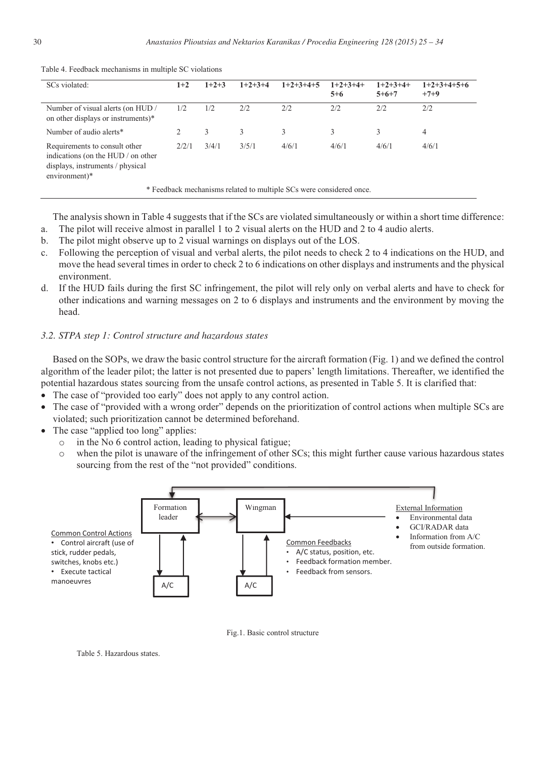Table 4. Feedback mechanisms in multiple SC violations

| SCs violated: | 1+2 | 1+2+3 | 1+2+3+4 | 1+2+3+4+5 | 1+2+3+4+5+6 | 1+2+3+4+5+6+7 | 1+2+3+4+5+6+7+9 |
|---|---|---|---|---|---|---|---|
| Number of visual alerts (on HUD / on other displays or instruments)* | 1/2 | 1/2 | 2/2 | 2/2 | 2/2 | 2/2 | 2/2 |
| Number of audio alerts* | 2 | 3 | 3 | 3 | 3 | 3 | 4 |
| Requirements to consult other indications (on the HUD / on other displays, instruments / physical environment)* | 2/2/1 | 3/4/1 | 3/5/1 | 4/6/1 | 4/6/1 | 4/6/1 | 4/6/1 |

\* Feedback mechanisms related to multiple SCs were considered once.

The analysis shown in Table 4 suggests that if the SCs are violated simultaneously or within a short time difference:

a. The pilot will receive almost in parallel 1 to 2 visual alerts on the HUD and 2 to 4 audio alerts.
b. The pilot might observe up to 2 visual warnings on displays out of the LOS.
c. Following the perception of visual and verbal alerts, the pilot needs to check 2 to 4 indications on the HUD, and move the head several times in order to check 2 to 6 indications on other displays and instruments and the physical environment.
d. If the HUD fails during the first SC infringement, the pilot will rely only on verbal alerts and have to check for other indications and warning messages on 2 to 6 displays and instruments and the environment by moving the head.

### *3.2. STPA step 1: Control structure and hazardous states*

Based on the SOPs, we draw the basic control structure for the aircraft formation (Fig. 1) and we defined the control algorithm of the leader pilot; the latter is not presented due to papers' length limitations. Thereafter, we identified the potential hazardous states sourcing from the unsafe control actions, as presented in Table 5. It is clarified that:

- The case of "provided too early" does not apply to any control action.
- The case of "provided with a wrong order" depends on the prioritization of control actions when multiple SCs are violated; such prioritization cannot be determined beforehand.
- The case "applied too long" applies:
  - in the No 6 control action, leading to physical fatigue;
  - when the pilot is unaware of the infringement of other SCs; this might further cause various hazardous states sourcing from the rest of the "not provided" conditions.

Formation leader | Wingman | A/C | A/C

Common Control Actions
- Control aircraft (use of stick, rudder pedals, switches, knobs etc.)
- Execute tactical manoeuvres

Common Feedbacks
- A/C status, position, etc.
- Feedback formation member.
- Feedback from sensors.

External Information
- Environmental data
- GCI/RADAR data
- Information from A/C from outside formation.

Fig.1. Basic control structure

Table 5. Hazardous states.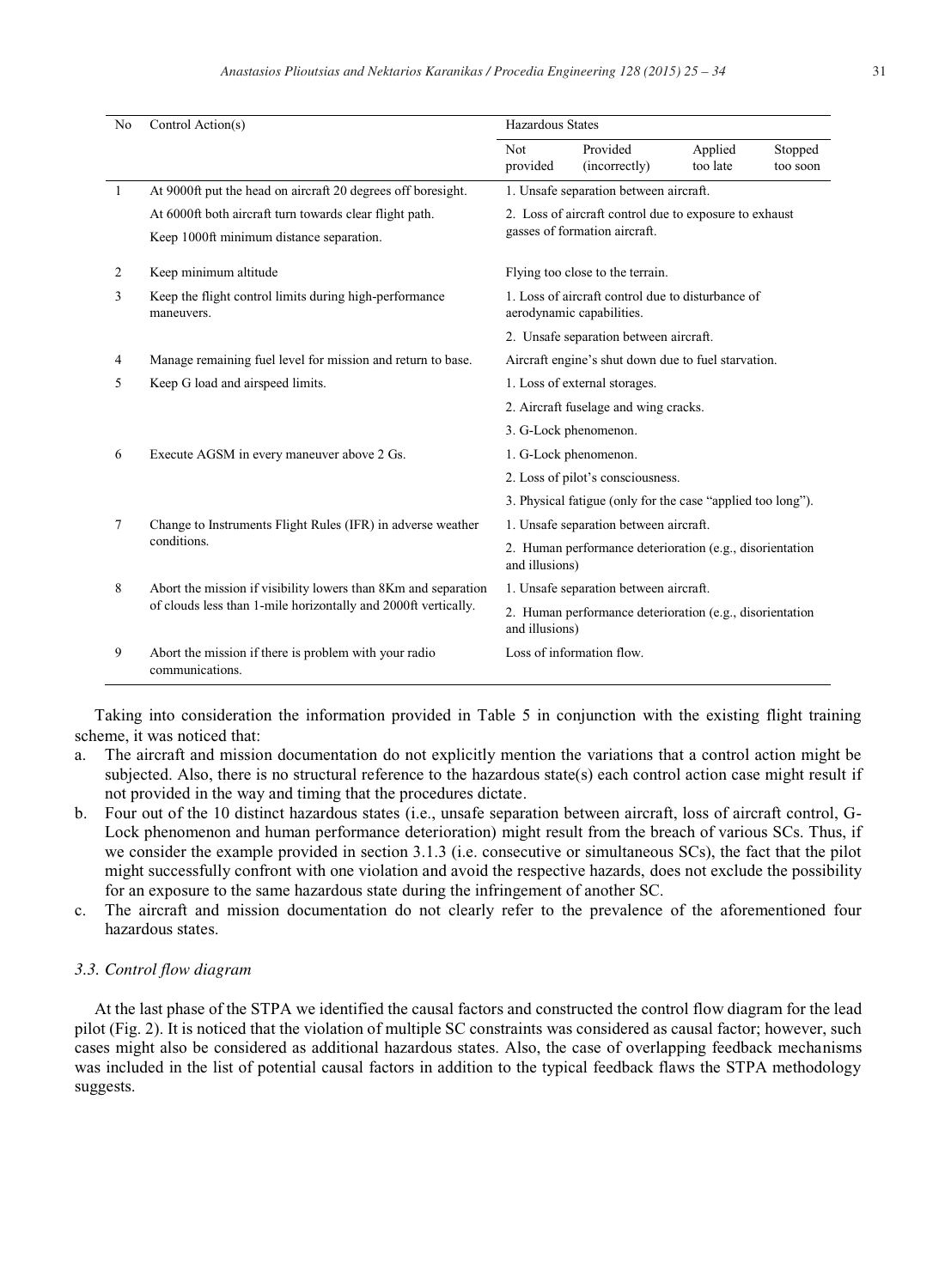| No | Control Action(s) | Hazardous States | | | |
|---|---|---|---|---|---|
| | | Not provided | Provided (incorrectly) | Applied too late | Stopped too soon |
| 1 | At 9000ft put the head on aircraft 20 degrees off boresight. | 1. Unsafe separation between aircraft. | | | |
| | At 6000ft both aircraft turn towards clear flight path. | 2. Loss of aircraft control due to exposure to exhaust gasses of formation aircraft. | | | |
| | Keep 1000ft minimum distance separation. | | | | |
| 2 | Keep minimum altitude | Flying too close to the terrain. | | | |
| 3 | Keep the flight control limits during high-performance maneuvers. | 1. Loss of aircraft control due to disturbance of aerodynamic capabilities. | | | |
| | | 2. Unsafe separation between aircraft. | | | |
| 4 | Manage remaining fuel level for mission and return to base. | Aircraft engine's shut down due to fuel starvation. | | | |
| 5 | Keep G load and airspeed limits. | 1. Loss of external storages. | | | |
| | | 2. Aircraft fuselage and wing cracks. | | | |
| | | 3. G-Lock phenomenon. | | | |
| 6 | Execute AGSM in every maneuver above 2 Gs. | 1. G-Lock phenomenon. | | | |
| | | 2. Loss of pilot's consciousness. | | | |
| | | 3. Physical fatigue (only for the case "applied too long"). | | | |
| 7 | Change to Instruments Flight Rules (IFR) in adverse weather conditions. | 1. Unsafe separation between aircraft. | | | |
| | | 2. Human performance deterioration (e.g., disorientation and illusions) | | | |
| 8 | Abort the mission if visibility lowers than 8Km and separation of clouds less than 1-mile horizontally and 2000ft vertically. | 1. Unsafe separation between aircraft. | | | |
| | | 2. Human performance deterioration (e.g., disorientation and illusions) | | | |
| 9 | Abort the mission if there is problem with your radio communications. | Loss of information flow. | | | |

Taking into consideration the information provided in Table 5 in conjunction with the existing flight training scheme, it was noticed that:

a. The aircraft and mission documentation do not explicitly mention the variations that a control action might be subjected. Also, there is no structural reference to the hazardous state(s) each control action case might result if not provided in the way and timing that the procedures dictate.
b. Four out of the 10 distinct hazardous states (i.e., unsafe separation between aircraft, loss of aircraft control, G-Lock phenomenon and human performance deterioration) might result from the breach of various SCs. Thus, if we consider the example provided in section 3.1.3 (i.e. consecutive or simultaneous SCs), the fact that the pilot might successfully confront with one violation and avoid the respective hazards, does not exclude the possibility for an exposure to the same hazardous state during the infringement of another SC.
c. The aircraft and mission documentation do not clearly refer to the prevalence of the aforementioned four hazardous states.

### 3.3. Control flow diagram

At the last phase of the STPA we identified the causal factors and constructed the control flow diagram for the lead pilot (Fig. 2). It is noticed that the violation of multiple SC constraints was considered as causal factor; however, such cases might also be considered as additional hazardous states. Also, the case of overlapping feedback mechanisms was included in the list of potential causal factors in addition to the typical feedback flaws the STPA methodology suggests.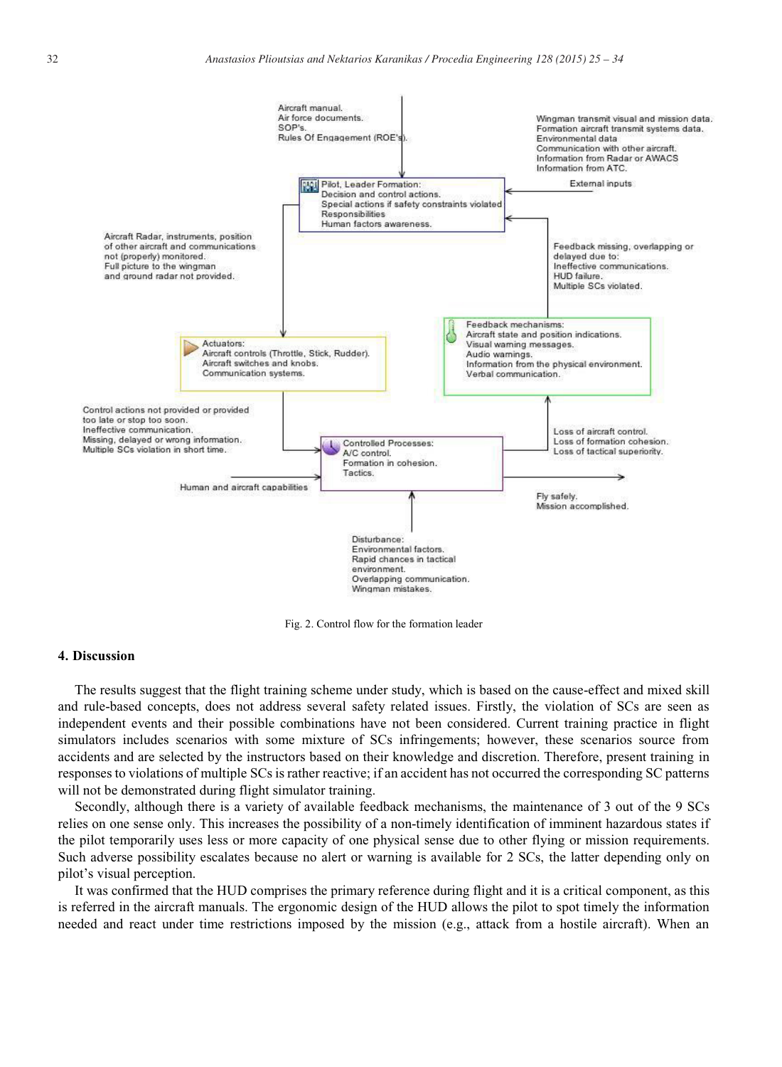Aircraft manual.
Air force documents.
SOP's.
Rules Of Engagement (ROE's).

Wingman transmit visual and mission data.
Formation aircraft transmit systems data.
Environmental data
Communication with other aircraft.
Information from Radar or AWACS
Information from ATC.

External inputs

Pilot, Leader Formation:
Decision and control actions.
Special actions if safety constraints violated
Responsibilities
Human factors awareness.

Aircraft Radar, instruments, position of other aircraft and communications not (properly) monitored.
Full picture to the wingman and ground radar not provided.

Feedback missing, overlapping or delayed due to:
Ineffective communications.
HUD failure.
Multiple SCs violated.

Feedback mechanisms:
Aircraft state and position indications.
Visual warning messages.
Audio warnings.
Information from the physical environment.
Verbal communication.

Actuators:
Aircraft controls (Throttle, Stick, Rudder).
Aircraft switches and knobs.
Communication systems.

Control actions not provided or provided too late or stop too soon.
Ineffective communication.
Missing, delayed or wrong information.
Multiple SCs violation in short time.

Controlled Processes:
A/C control.
Formation in cohesion.
Tactics.

Loss of aircraft control.
Loss of formation cohesion.
Loss of tactical superiority.

Human and aircraft capabilities

Fly safely.
Mission accomplished.

Disturbance:
Environmental factors.
Rapid chances in tactical environment.
Overlapping communication.
Wingman mistakes.

Fig. 2. Control flow for the formation leader

## 4. Discussion

The results suggest that the flight training scheme under study, which is based on the cause-effect and mixed skill and rule-based concepts, does not address several safety related issues. Firstly, the violation of SCs are seen as independent events and their possible combinations have not been considered. Current training practice in flight simulators includes scenarios with some mixture of SCs infringements; however, these scenarios source from accidents and are selected by the instructors based on their knowledge and discretion. Therefore, present training in responses to violations of multiple SCs is rather reactive; if an accident has not occurred the corresponding SC patterns will not be demonstrated during flight simulator training.

Secondly, although there is a variety of available feedback mechanisms, the maintenance of 3 out of the 9 SCs relies on one sense only. This increases the possibility of a non-timely identification of imminent hazardous states if the pilot temporarily uses less or more capacity of one physical sense due to other flying or mission requirements. Such adverse possibility escalates because no alert or warning is available for 2 SCs, the latter depending only on pilot's visual perception.

It was confirmed that the HUD comprises the primary reference during flight and it is a critical component, as this is referred in the aircraft manuals. The ergonomic design of the HUD allows the pilot to spot timely the information needed and react under time restrictions imposed by the mission (e.g., attack from a hostile aircraft). When an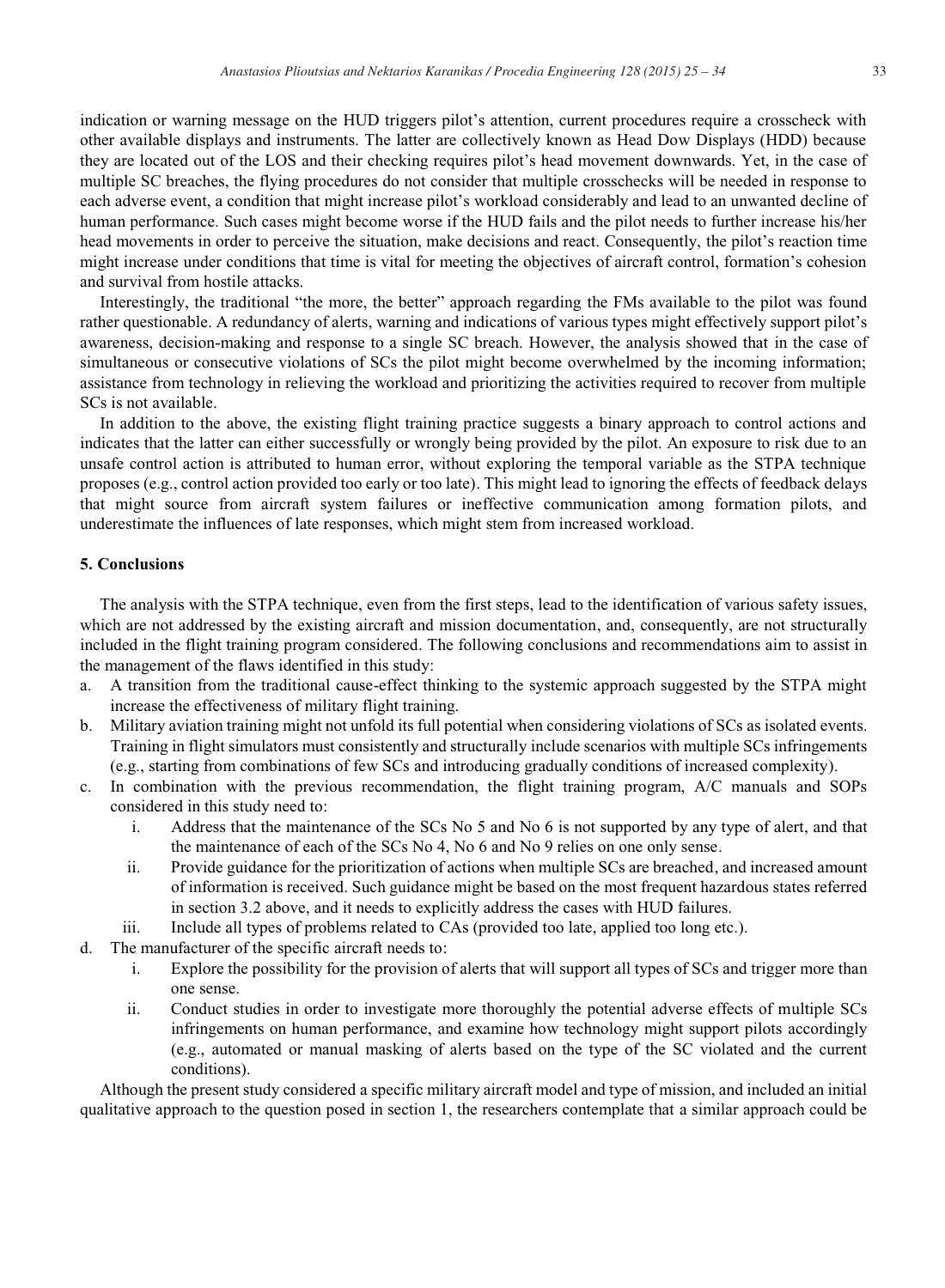indication or warning message on the HUD triggers pilot's attention, current procedures require a crosscheck with other available displays and instruments. The latter are collectively known as Head Dow Displays (HDD) because they are located out of the LOS and their checking requires pilot's head movement downwards. Yet, in the case of multiple SC breaches, the flying procedures do not consider that multiple crosschecks will be needed in response to each adverse event, a condition that might increase pilot's workload considerably and lead to an unwanted decline of human performance. Such cases might become worse if the HUD fails and the pilot needs to further increase his/her head movements in order to perceive the situation, make decisions and react. Consequently, the pilot's reaction time might increase under conditions that time is vital for meeting the objectives of aircraft control, formation's cohesion and survival from hostile attacks.

Interestingly, the traditional "the more, the better" approach regarding the FMs available to the pilot was found rather questionable. A redundancy of alerts, warning and indications of various types might effectively support pilot's awareness, decision-making and response to a single SC breach. However, the analysis showed that in the case of simultaneous or consecutive violations of SCs the pilot might become overwhelmed by the incoming information; assistance from technology in relieving the workload and prioritizing the activities required to recover from multiple SCs is not available.

In addition to the above, the existing flight training practice suggests a binary approach to control actions and indicates that the latter can either successfully or wrongly being provided by the pilot. An exposure to risk due to an unsafe control action is attributed to human error, without exploring the temporal variable as the STPA technique proposes (e.g., control action provided too early or too late). This might lead to ignoring the effects of feedback delays that might source from aircraft system failures or ineffective communication among formation pilots, and underestimate the influences of late responses, which might stem from increased workload.

## 5. Conclusions

The analysis with the STPA technique, even from the first steps, lead to the identification of various safety issues, which are not addressed by the existing aircraft and mission documentation, and, consequently, are not structurally included in the flight training program considered. The following conclusions and recommendations aim to assist in the management of the flaws identified in this study:

a. A transition from the traditional cause-effect thinking to the systemic approach suggested by the STPA might increase the effectiveness of military flight training.
b. Military aviation training might not unfold its full potential when considering violations of SCs as isolated events. Training in flight simulators must consistently and structurally include scenarios with multiple SCs infringements (e.g., starting from combinations of few SCs and introducing gradually conditions of increased complexity).
c. In combination with the previous recommendation, the flight training program, A/C manuals and SOPs considered in this study need to:
    i. Address that the maintenance of the SCs No 5 and No 6 is not supported by any type of alert, and that the maintenance of each of the SCs No 4, No 6 and No 9 relies on one only sense.
    ii. Provide guidance for the prioritization of actions when multiple SCs are breached, and increased amount of information is received. Such guidance might be based on the most frequent hazardous states referred in section 3.2 above, and it needs to explicitly address the cases with HUD failures.
    iii. Include all types of problems related to CAs (provided too late, applied too long etc.).
d. The manufacturer of the specific aircraft needs to:
    i. Explore the possibility for the provision of alerts that will support all types of SCs and trigger more than one sense.
    ii. Conduct studies in order to investigate more thoroughly the potential adverse effects of multiple SCs infringements on human performance, and examine how technology might support pilots accordingly (e.g., automated or manual masking of alerts based on the type of the SC violated and the current conditions).

Although the present study considered a specific military aircraft model and type of mission, and included an initial qualitative approach to the question posed in section 1, the researchers contemplate that a similar approach could be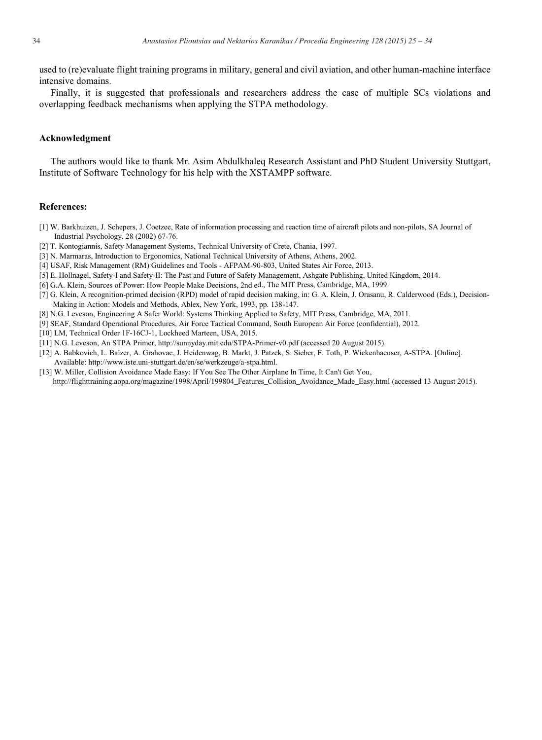used to (re)evaluate flight training programs in military, general and civil aviation, and other human-machine interface intensive domains.

Finally, it is suggested that professionals and researchers address the case of multiple SCs violations and overlapping feedback mechanisms when applying the STPA methodology.

## Acknowledgment

The authors would like to thank Mr. Asim Abdulkhaleq Research Assistant and PhD Student University Stuttgart, Institute of Software Technology for his help with the XSTAMPP software.

## References:

[1] W. Barkhuizen, J. Schepers, J. Coetzee, Rate of information processing and reaction time of aircraft pilots and non-pilots, SA Journal of Industrial Psychology. 28 (2002) 67-76.

[2] T. Kontogiannis, Safety Management Systems, Technical University of Crete, Chania, 1997.

[3] N. Marmaras, Introduction to Ergonomics, National Technical University of Athens, Athens, 2002.

[4] USAF, Risk Management (RM) Guidelines and Tools - AFPAM-90-803, United States Air Force, 2013.

[5] E. Hollnagel, Safety-I and Safety-II: The Past and Future of Safety Management, Ashgate Publishing, United Kingdom, 2014.

[6] G.A. Klein, Sources of Power: How People Make Decisions, 2nd ed., The MIT Press, Cambridge, MA, 1999.

[7] G. Klein, A recognition-primed decision (RPD) model of rapid decision making, in: G. A. Klein, J. Orasanu, R. Calderwood (Eds.), Decision-Making in Action: Models and Methods, Ablex, New York, 1993, pp. 138-147.

[8] N.G. Leveson, Engineering A Safer World: Systems Thinking Applied to Safety, MIT Press, Cambridge, MA, 2011.

[9] SEAF, Standard Operational Procedures, Air Force Tactical Command, South European Air Force (confidential), 2012.

[10] LM, Technical Order 1F-16CJ-1, Lockheed Marteen, USA, 2015.

[11] N.G. Leveson, An STPA Primer, http://sunnyday.mit.edu/STPA-Primer-v0.pdf (accessed 20 August 2015).

[12] A. Babkovich, L. Balzer, A. Grahovac, J. Heidenwag, B. Markt, J. Patzek, S. Sieber, F. Toth, P. Wickenhaeuser, A-STPA. [Online]. Available: http://www.iste.uni-stuttgart.de/en/se/werkzeuge/a-stpa.html.

[13] W. Miller, Collision Avoidance Made Easy: If You See The Other Airplane In Time, It Can't Get You, http://flighttraining.aopa.org/magazine/1998/April/199804_Features_Collision_Avoidance_Made_Easy.html (accessed 13 August 2015).